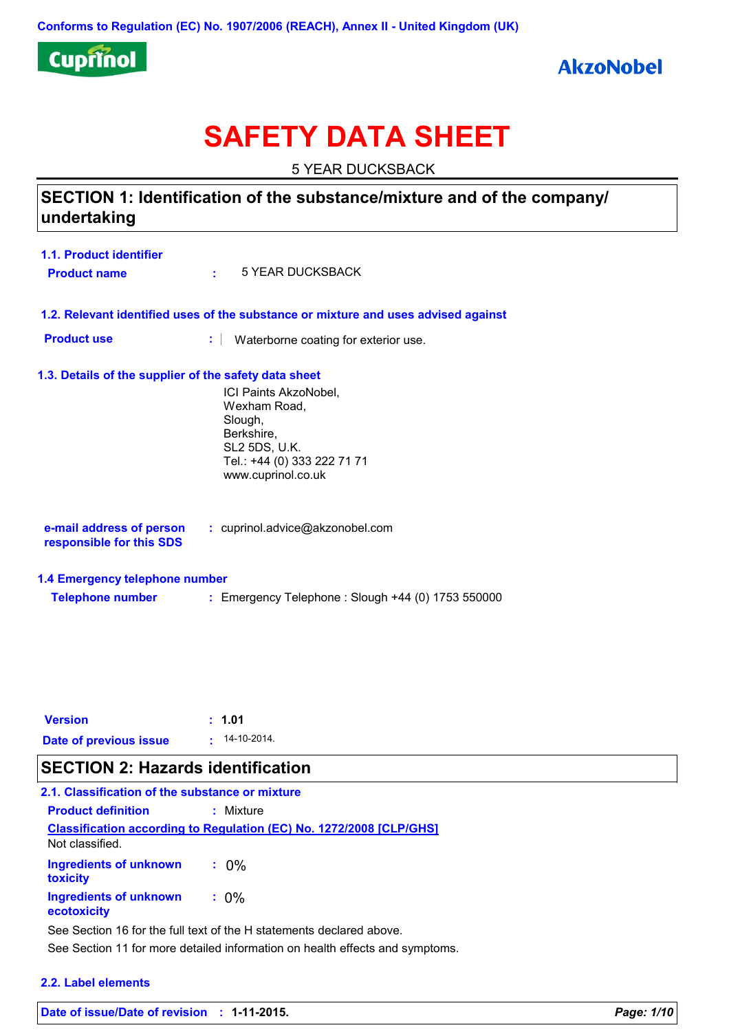Conforms to Regulation (EC) No. 1907/2006 (REACH), Annex II - United Kingdom (UK)

Cuprinol

AkzoNobel

# SAFETY DATA SHEET

5 YEAR DUCKSBACK

## SECTION 1: Identification of the substance/mixture and of the company/ undertaking

### 1.1. Product identifier

**Product name** : 5 YEAR DUCKSBACK

### 1.2. Relevant identified uses of the substance or mixture and uses advised against

**Product use** : Waterborne coating for exterior use.

### 1.3. Details of the supplier of the safety data sheet

ICI Paints AkzoNobel,
Wexham Road,
Slough,
Berkshire,
SL2 5DS, U.K.
Tel.: +44 (0) 333 222 71 71
www.cuprinol.co.uk

**e-mail address of person responsible for this SDS** : cuprinol.advice@akzonobel.com

### 1.4 Emergency telephone number

**Telephone number** : Emergency Telephone : Slough +44 (0) 1753 550000

**Version** : **1.01**

**Date of previous issue** : 14-10-2014.

## SECTION 2: Hazards identification

### 2.1. Classification of the substance or mixture

**Product definition** : Mixture

**Classification according to Regulation (EC) No. 1272/2008 [CLP/GHS]**

Not classified.

**Ingredients of unknown toxicity** : 0%

**Ingredients of unknown ecotoxicity** : 0%

See Section 16 for the full text of the H statements declared above.

See Section 11 for more detailed information on health effects and symptoms.

### 2.2. Label elements

**Date of issue/Date of revision** : **1-11-2015.**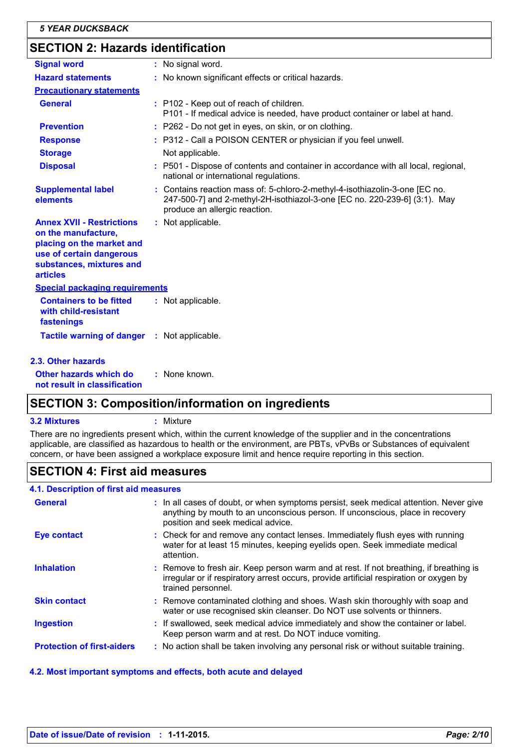## SECTION 2: Hazards identification

| | |
|---|---|
| **Signal word** | : No signal word. |
| **Hazard statements** | : No known significant effects or critical hazards. |

**Precautionary statements**

| | |
|---|---|
| **General** | : P102 - Keep out of reach of children.<br>P101 - If medical advice is needed, have product container or label at hand. |
| **Prevention** | : P262 - Do not get in eyes, on skin, or on clothing. |
| **Response** | : P312 - Call a POISON CENTER or physician if you feel unwell. |
| **Storage** | Not applicable. |
| **Disposal** | : P501 - Dispose of contents and container in accordance with all local, regional, national or international regulations. |
| **Supplemental label elements** | : Contains reaction mass of: 5-chloro-2-methyl-4-isothiazolin-3-one [EC no. 247-500-7] and 2-methyl-2H-isothiazol-3-one [EC no. 220-239-6] (3:1). May produce an allergic reaction. |
| **Annex XVII - Restrictions on the manufacture, placing on the market and use of certain dangerous substances, mixtures and articles** | : Not applicable. |

**Special packaging requirements**

| | |
|---|---|
| **Containers to be fitted with child-resistant fastenings** | : Not applicable. |
| **Tactile warning of danger** | : Not applicable. |

### 2.3. Other hazards

| | |
|---|---|
| **Other hazards which do not result in classification** | : None known. |

## SECTION 3: Composition/information on ingredients

**3.2 Mixtures** : Mixture

There are no ingredients present which, within the current knowledge of the supplier and in the concentrations applicable, are classified as hazardous to health or the environment, are PBTs, vPvBs or Substances of equivalent concern, or have been assigned a workplace exposure limit and hence require reporting in this section.

## SECTION 4: First aid measures

### 4.1. Description of first aid measures

| | |
|---|---|
| **General** | : In all cases of doubt, or when symptoms persist, seek medical attention. Never give anything by mouth to an unconscious person. If unconscious, place in recovery position and seek medical advice. |
| **Eye contact** | : Check for and remove any contact lenses. Immediately flush eyes with running water for at least 15 minutes, keeping eyelids open. Seek immediate medical attention. |
| **Inhalation** | : Remove to fresh air. Keep person warm and at rest. If not breathing, if breathing is irregular or if respiratory arrest occurs, provide artificial respiration or oxygen by trained personnel. |
| **Skin contact** | : Remove contaminated clothing and shoes. Wash skin thoroughly with soap and water or use recognised skin cleanser. Do NOT use solvents or thinners. |
| **Ingestion** | : If swallowed, seek medical advice immediately and show the container or label. Keep person warm and at rest. Do NOT induce vomiting. |
| **Protection of first-aiders** | : No action shall be taken involving any personal risk or without suitable training. |

### 4.2. Most important symptoms and effects, both acute and delayed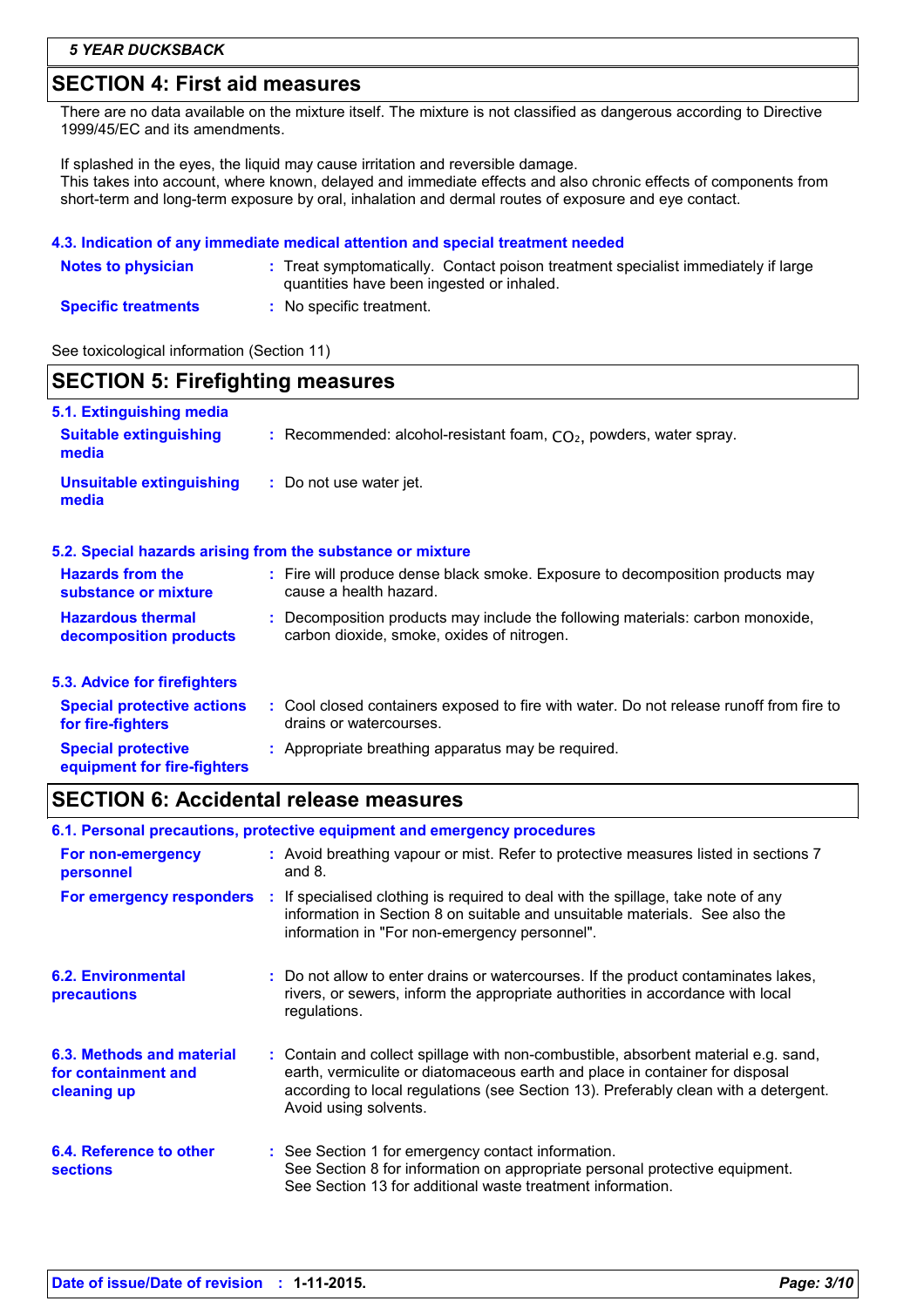## SECTION 4: First aid measures

There are no data available on the mixture itself. The mixture is not classified as dangerous according to Directive 1999/45/EC and its amendments.

If splashed in the eyes, the liquid may cause irritation and reversible damage.
This takes into account, where known, delayed and immediate effects and also chronic effects of components from short-term and long-term exposure by oral, inhalation and dermal routes of exposure and eye contact.

### 4.3. Indication of any immediate medical attention and special treatment needed

**Notes to physician** : Treat symptomatically. Contact poison treatment specialist immediately if large quantities have been ingested or inhaled.

**Specific treatments** : No specific treatment.

See toxicological information (Section 11)

## SECTION 5: Firefighting measures

### 5.1. Extinguishing media

**Suitable extinguishing media** : Recommended: alcohol-resistant foam, $CO_2$, powders, water spray.

**Unsuitable extinguishing media** : Do not use water jet.

### 5.2. Special hazards arising from the substance or mixture

**Hazards from the substance or mixture** : Fire will produce dense black smoke. Exposure to decomposition products may cause a health hazard.

**Hazardous thermal decomposition products** : Decomposition products may include the following materials: carbon monoxide, carbon dioxide, smoke, oxides of nitrogen.

### 5.3. Advice for firefighters

**Special protective actions for fire-fighters** : Cool closed containers exposed to fire with water. Do not release runoff from fire to drains or watercourses.

**Special protective equipment for fire-fighters** : Appropriate breathing apparatus may be required.

## SECTION 6: Accidental release measures

### 6.1. Personal precautions, protective equipment and emergency procedures

**For non-emergency personnel** : Avoid breathing vapour or mist. Refer to protective measures listed in sections 7 and 8.

**For emergency responders** : If specialised clothing is required to deal with the spillage, take note of any information in Section 8 on suitable and unsuitable materials. See also the information in "For non-emergency personnel".

**6.2. Environmental precautions** : Do not allow to enter drains or watercourses. If the product contaminates lakes, rivers, or sewers, inform the appropriate authorities in accordance with local regulations.

**6.3. Methods and material for containment and cleaning up** : Contain and collect spillage with non-combustible, absorbent material e.g. sand, earth, vermiculite or diatomaceous earth and place in container for disposal according to local regulations (see Section 13). Preferably clean with a detergent. Avoid using solvents.

**6.4. Reference to other sections** : See Section 1 for emergency contact information.
See Section 8 for information on appropriate personal protective equipment.
See Section 13 for additional waste treatment information.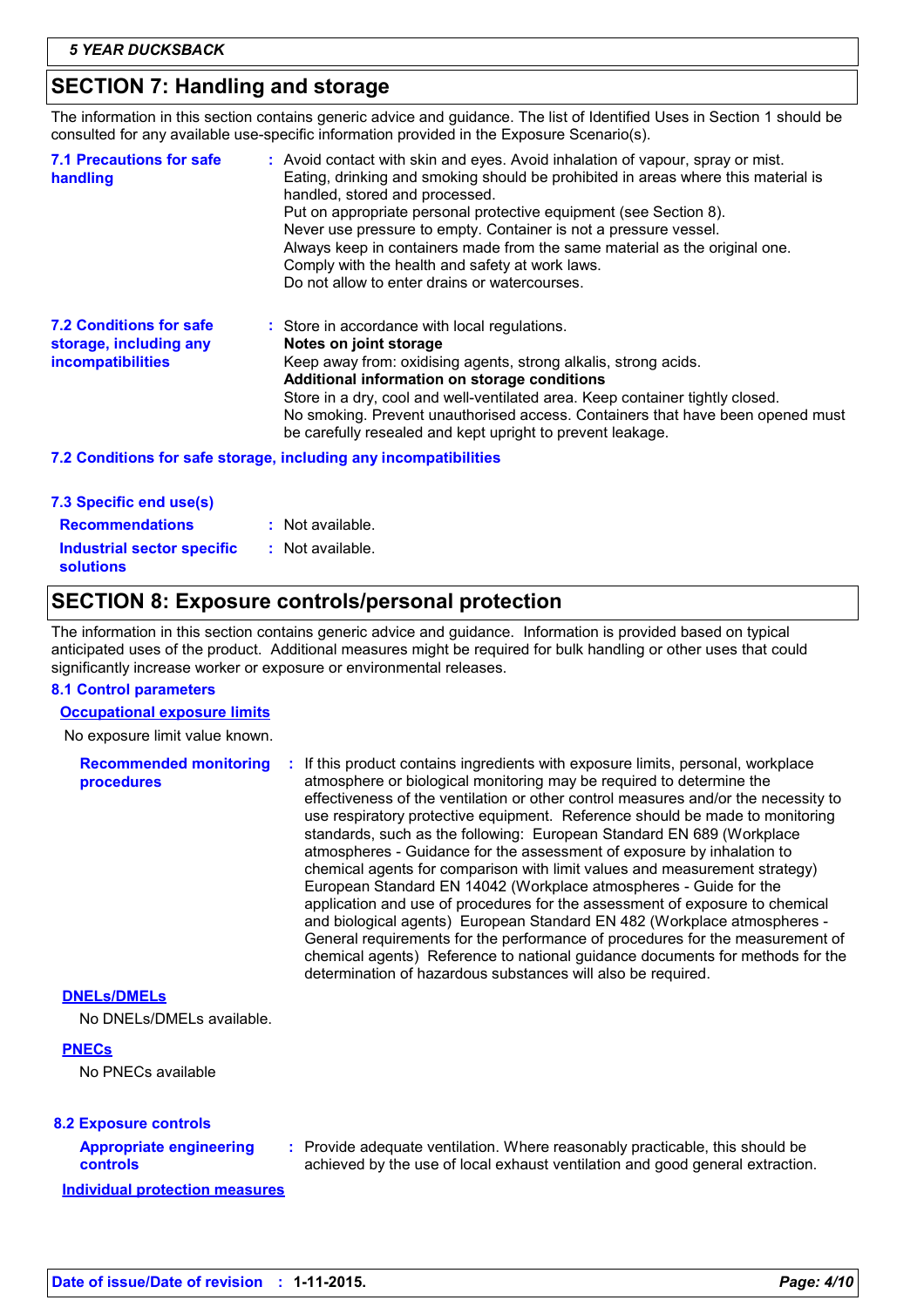## SECTION 7: Handling and storage

The information in this section contains generic advice and guidance. The list of Identified Uses in Section 1 should be consulted for any available use-specific information provided in the Exposure Scenario(s).

**7.1 Precautions for safe handling** : Avoid contact with skin and eyes. Avoid inhalation of vapour, spray or mist. Eating, drinking and smoking should be prohibited in areas where this material is handled, stored and processed.
Put on appropriate personal protective equipment (see Section 8).
Never use pressure to empty. Container is not a pressure vessel.
Always keep in containers made from the same material as the original one.
Comply with the health and safety at work laws.
Do not allow to enter drains or watercourses.

**7.2 Conditions for safe storage, including any incompatibilities** : Store in accordance with local regulations.
**Notes on joint storage**
Keep away from: oxidising agents, strong alkalis, strong acids.
**Additional information on storage conditions**
Store in a dry, cool and well-ventilated area. Keep container tightly closed.
No smoking. Prevent unauthorised access. Containers that have been opened must be carefully resealed and kept upright to prevent leakage.

**7.2 Conditions for safe storage, including any incompatibilities**

**7.3 Specific end use(s)**

**Recommendations** : Not available.

**Industrial sector specific solutions** : Not available.

## SECTION 8: Exposure controls/personal protection

The information in this section contains generic advice and guidance. Information is provided based on typical anticipated uses of the product. Additional measures might be required for bulk handling or other uses that could significantly increase worker or exposure or environmental releases.

**8.1 Control parameters**

**Occupational exposure limits**

No exposure limit value known.

**Recommended monitoring procedures** : If this product contains ingredients with exposure limits, personal, workplace atmosphere or biological monitoring may be required to determine the effectiveness of the ventilation or other control measures and/or the necessity to use respiratory protective equipment. Reference should be made to monitoring standards, such as the following: European Standard EN 689 (Workplace atmospheres - Guidance for the assessment of exposure by inhalation to chemical agents for comparison with limit values and measurement strategy) European Standard EN 14042 (Workplace atmospheres - Guide for the application and use of procedures for the assessment of exposure to chemical and biological agents) European Standard EN 482 (Workplace atmospheres - General requirements for the performance of procedures for the measurement of chemical agents) Reference to national guidance documents for methods for the determination of hazardous substances will also be required.

**DNELs/DMELs**

No DNELs/DMELs available.

**PNECs**

No PNECs available

**8.2 Exposure controls**

**Appropriate engineering controls** : Provide adequate ventilation. Where reasonably practicable, this should be achieved by the use of local exhaust ventilation and good general extraction.

**Individual protection measures**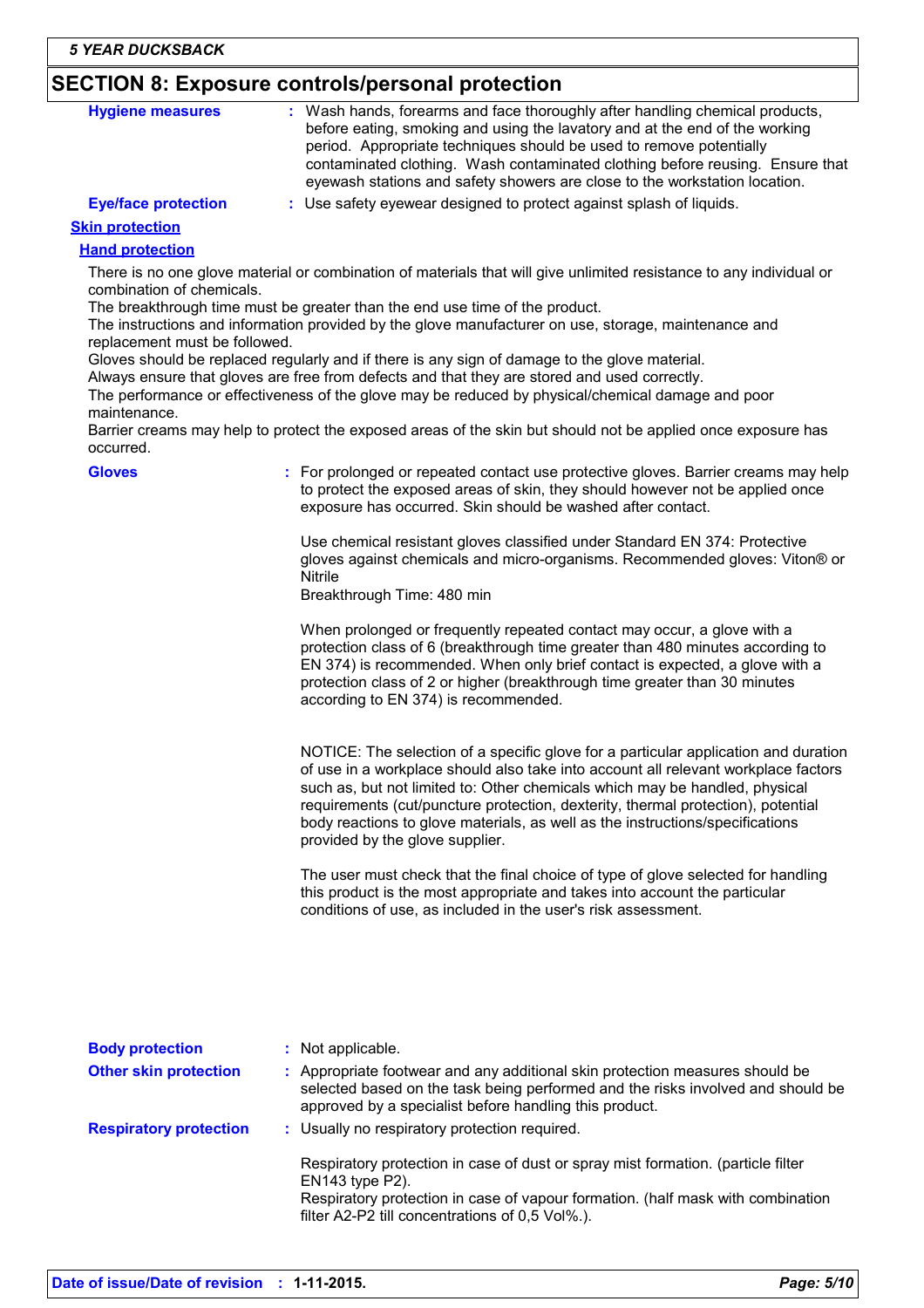## SECTION 8: Exposure controls/personal protection

**Hygiene measures** : Wash hands, forearms and face thoroughly after handling chemical products, before eating, smoking and using the lavatory and at the end of the working period. Appropriate techniques should be used to remove potentially contaminated clothing. Wash contaminated clothing before reusing. Ensure that eyewash stations and safety showers are close to the workstation location.

**Eye/face protection** : Use safety eyewear designed to protect against splash of liquids.

### Skin protection

#### Hand protection

There is no one glove material or combination of materials that will give unlimited resistance to any individual or combination of chemicals.
The breakthrough time must be greater than the end use time of the product.
The instructions and information provided by the glove manufacturer on use, storage, maintenance and replacement must be followed.
Gloves should be replaced regularly and if there is any sign of damage to the glove material.
Always ensure that gloves are free from defects and that they are stored and used correctly.
The performance or effectiveness of the glove may be reduced by physical/chemical damage and poor maintenance.
Barrier creams may help to protect the exposed areas of the skin but should not be applied once exposure has occurred.

**Gloves** : For prolonged or repeated contact use protective gloves. Barrier creams may help to protect the exposed areas of skin, they should however not be applied once exposure has occurred. Skin should be washed after contact.

Use chemical resistant gloves classified under Standard EN 374: Protective gloves against chemicals and micro-organisms. Recommended gloves: Viton® or Nitrile
Breakthrough Time: 480 min

When prolonged or frequently repeated contact may occur, a glove with a protection class of 6 (breakthrough time greater than 480 minutes according to EN 374) is recommended. When only brief contact is expected, a glove with a protection class of 2 or higher (breakthrough time greater than 30 minutes according to EN 374) is recommended.

NOTICE: The selection of a specific glove for a particular application and duration of use in a workplace should also take into account all relevant workplace factors such as, but not limited to: Other chemicals which may be handled, physical requirements (cut/puncture protection, dexterity, thermal protection), potential body reactions to glove materials, as well as the instructions/specifications provided by the glove supplier.

The user must check that the final choice of type of glove selected for handling this product is the most appropriate and takes into account the particular conditions of use, as included in the user's risk assessment.

**Body protection** : Not applicable.

**Other skin protection** : Appropriate footwear and any additional skin protection measures should be selected based on the task being performed and the risks involved and should be approved by a specialist before handling this product.

**Respiratory protection** : Usually no respiratory protection required.

Respiratory protection in case of dust or spray mist formation. (particle filter EN143 type P2).
Respiratory protection in case of vapour formation. (half mask with combination filter A2-P2 till concentrations of 0,5 Vol%.).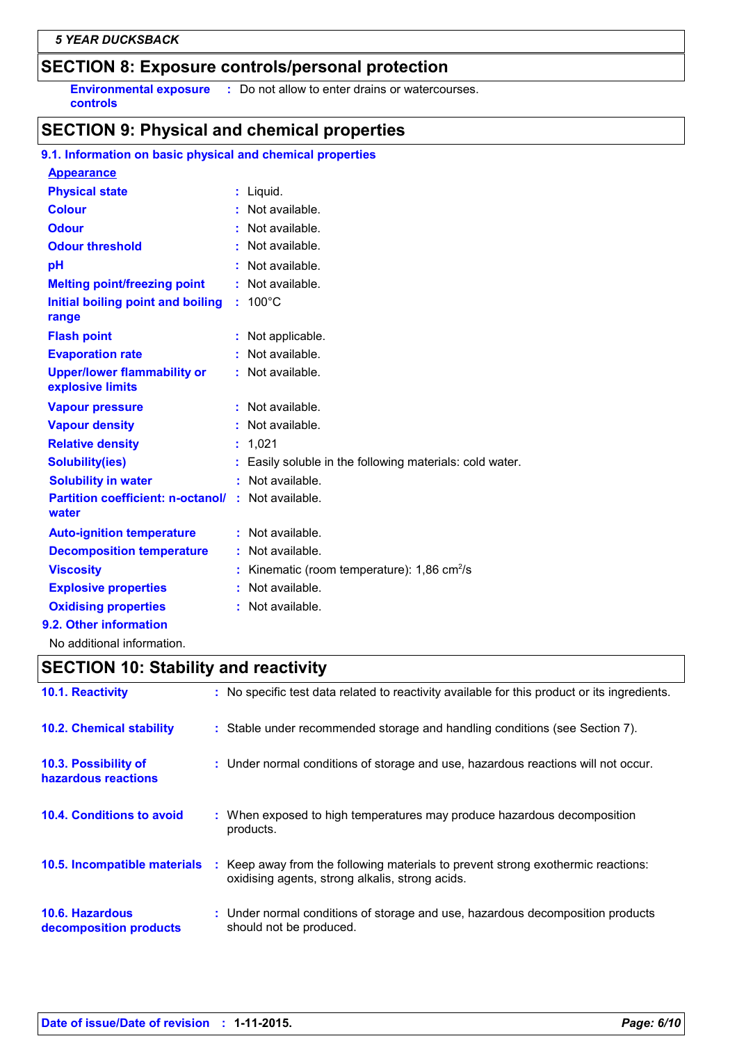## SECTION 8: Exposure controls/personal protection

| | |
|---|---|
| **Environmental exposure controls** | : Do not allow to enter drains or watercourses. |

## SECTION 9: Physical and chemical properties

### 9.1. Information on basic physical and chemical properties

**Appearance**

| | |
|---|---|
| **Physical state** | : Liquid. |
| **Colour** | : Not available. |
| **Odour** | : Not available. |
| **Odour threshold** | : Not available. |
| **pH** | : Not available. |
| **Melting point/freezing point** | : Not available. |
| **Initial boiling point and boiling range** | : 100°C |
| **Flash point** | : Not applicable. |
| **Evaporation rate** | : Not available. |
| **Upper/lower flammability or explosive limits** | : Not available. |
| **Vapour pressure** | : Not available. |
| **Vapour density** | : Not available. |
| **Relative density** | : 1,021 |
| **Solubility(ies)** | : Easily soluble in the following materials: cold water. |
| **Solubility in water** | : Not available. |
| **Partition coefficient: n-octanol/water** | : Not available. |
| **Auto-ignition temperature** | : Not available. |
| **Decomposition temperature** | : Not available. |
| **Viscosity** | : Kinematic (room temperature): 1,86 $cm^2/s$ |
| **Explosive properties** | : Not available. |
| **Oxidising properties** | : Not available. |

### 9.2. Other information

No additional information.

## SECTION 10: Stability and reactivity

| | |
|---|---|
| **10.1. Reactivity** | : No specific test data related to reactivity available for this product or its ingredients. |
| **10.2. Chemical stability** | : Stable under recommended storage and handling conditions (see Section 7). |
| **10.3. Possibility of hazardous reactions** | : Under normal conditions of storage and use, hazardous reactions will not occur. |
| **10.4. Conditions to avoid** | : When exposed to high temperatures may produce hazardous decomposition products. |
| **10.5. Incompatible materials** | : Keep away from the following materials to prevent strong exothermic reactions: oxidising agents, strong alkalis, strong acids. |
| **10.6. Hazardous decomposition products** | : Under normal conditions of storage and use, hazardous decomposition products should not be produced. |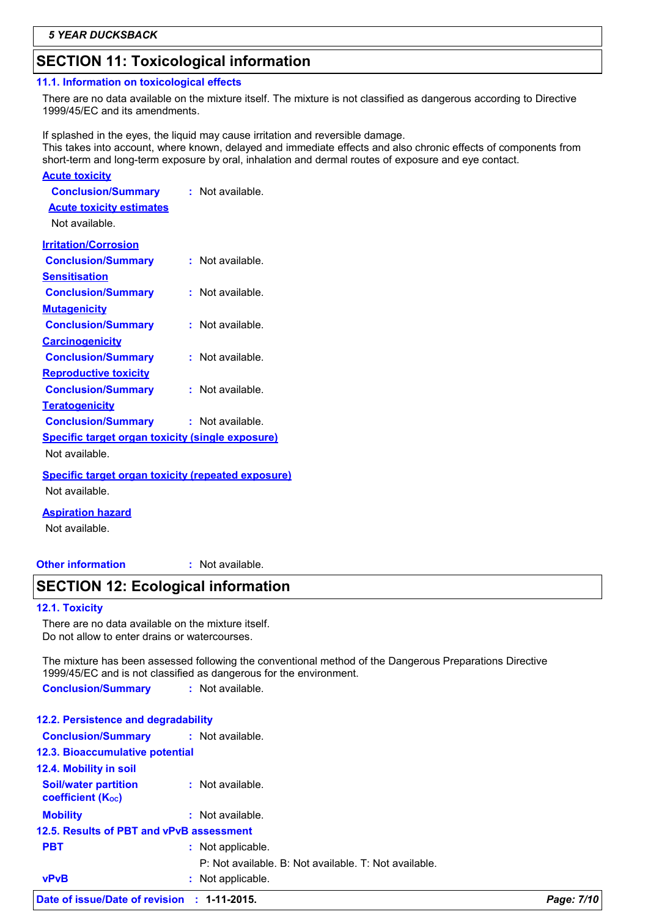## SECTION 11: Toxicological information

### 11.1. Information on toxicological effects

There are no data available on the mixture itself. The mixture is not classified as dangerous according to Directive 1999/45/EC and its amendments.

If splashed in the eyes, the liquid may cause irritation and reversible damage.
This takes into account, where known, delayed and immediate effects and also chronic effects of components from short-term and long-term exposure by oral, inhalation and dermal routes of exposure and eye contact.

**Acute toxicity**

**Conclusion/Summary** : Not available.

**Acute toxicity estimates**

Not available.

**Irritation/Corrosion**

**Conclusion/Summary** : Not available.

**Sensitisation**

**Conclusion/Summary** : Not available.

**Mutagenicity**

**Conclusion/Summary** : Not available.

**Carcinogenicity**

**Conclusion/Summary** : Not available.

**Reproductive toxicity**

**Conclusion/Summary** : Not available.

**Teratogenicity**

**Conclusion/Summary** : Not available.

**Specific target organ toxicity (single exposure)**

Not available.

**Specific target organ toxicity (repeated exposure)**

Not available.

**Aspiration hazard**

Not available.

**Other information** : Not available.

## SECTION 12: Ecological information

### 12.1. Toxicity

There are no data available on the mixture itself.
Do not allow to enter drains or watercourses.

The mixture has been assessed following the conventional method of the Dangerous Preparations Directive 1999/45/EC and is not classified as dangerous for the environment.

**Conclusion/Summary** : Not available.

### 12.2. Persistence and degradability

**Conclusion/Summary** : Not available.

### 12.3. Bioaccumulative potential

### 12.4. Mobility in soil

**Soil/water partition coefficient ($K_{OC}$)** : Not available.

**Mobility** : Not available.

### 12.5. Results of PBT and vPvB assessment

**PBT** : Not applicable.

P: Not available. B: Not available. T: Not available.

**vPvB** : Not applicable.

**Date of issue/Date of revision** : **1-11-2015.**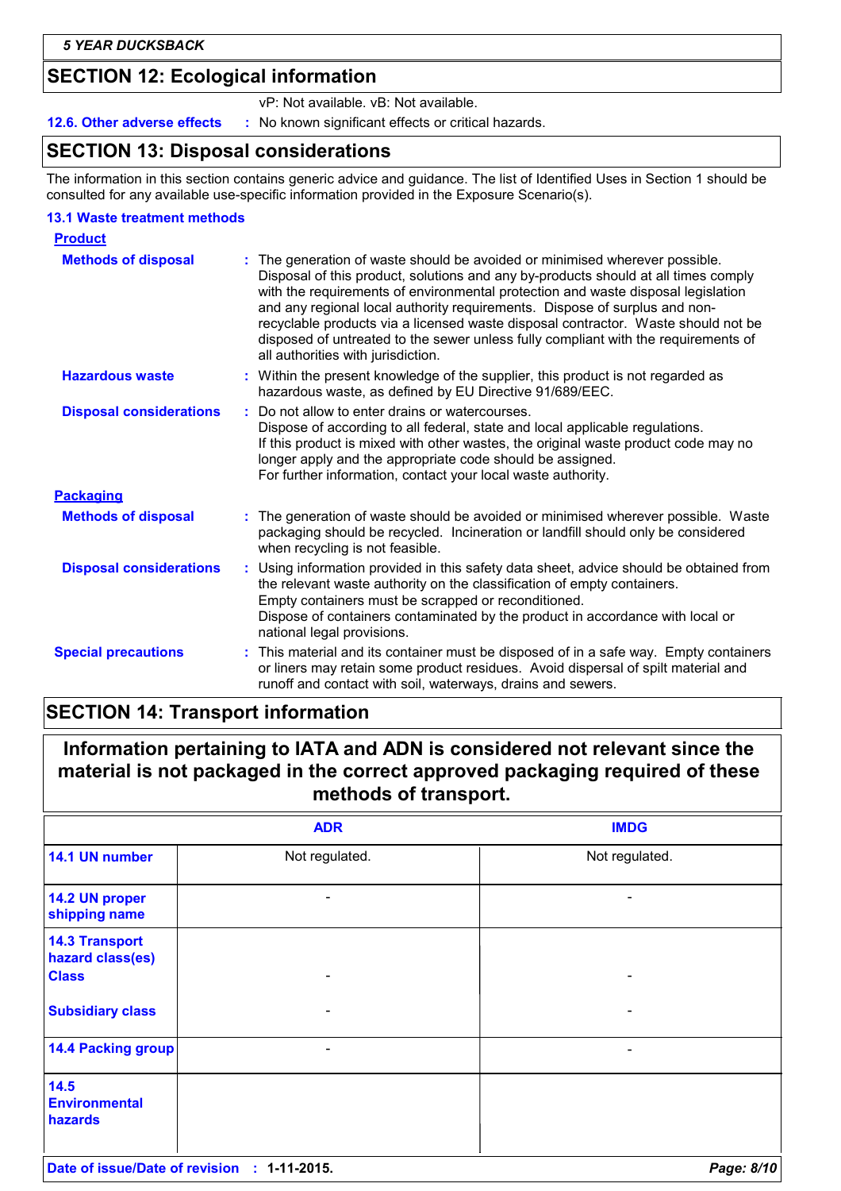## SECTION 12: Ecological information

vP: Not available. vB: Not available.

**12.6. Other adverse effects** : No known significant effects or critical hazards.

## SECTION 13: Disposal considerations

The information in this section contains generic advice and guidance. The list of Identified Uses in Section 1 should be consulted for any available use-specific information provided in the Exposure Scenario(s).

### 13.1 Waste treatment methods

**Product**

**Methods of disposal** : The generation of waste should be avoided or minimised wherever possible. Disposal of this product, solutions and any by-products should at all times comply with the requirements of environmental protection and waste disposal legislation and any regional local authority requirements. Dispose of surplus and non-recyclable products via a licensed waste disposal contractor. Waste should not be disposed of untreated to the sewer unless fully compliant with the requirements of all authorities with jurisdiction.

**Hazardous waste** : Within the present knowledge of the supplier, this product is not regarded as hazardous waste, as defined by EU Directive 91/689/EEC.

**Disposal considerations** : Do not allow to enter drains or watercourses.
Dispose of according to all federal, state and local applicable regulations.
If this product is mixed with other wastes, the original waste product code may no longer apply and the appropriate code should be assigned.
For further information, contact your local waste authority.

**Packaging**

**Methods of disposal** : The generation of waste should be avoided or minimised wherever possible. Waste packaging should be recycled. Incineration or landfill should only be considered when recycling is not feasible.

**Disposal considerations** : Using information provided in this safety data sheet, advice should be obtained from the relevant waste authority on the classification of empty containers.
Empty containers must be scrapped or reconditioned.
Dispose of containers contaminated by the product in accordance with local or national legal provisions.

**Special precautions** : This material and its container must be disposed of in a safe way. Empty containers or liners may retain some product residues. Avoid dispersal of spilt material and runoff and contact with soil, waterways, drains and sewers.

## SECTION 14: Transport information

**Information pertaining to IATA and ADN is considered not relevant since the material is not packaged in the correct approved packaging required of these methods of transport.**

| | ADR | IMDG |
|---|---|---|
| 14.1 UN number | Not regulated. | Not regulated. |
| 14.2 UN proper shipping name | - | - |
| 14.3 Transport hazard class(es) Class | - | - |
| Subsidiary class | - | - |
| 14.4 Packing group | - | - |
| 14.5 Environmental hazards | | |

**Date of issue/Date of revision** : **1-11-2015.**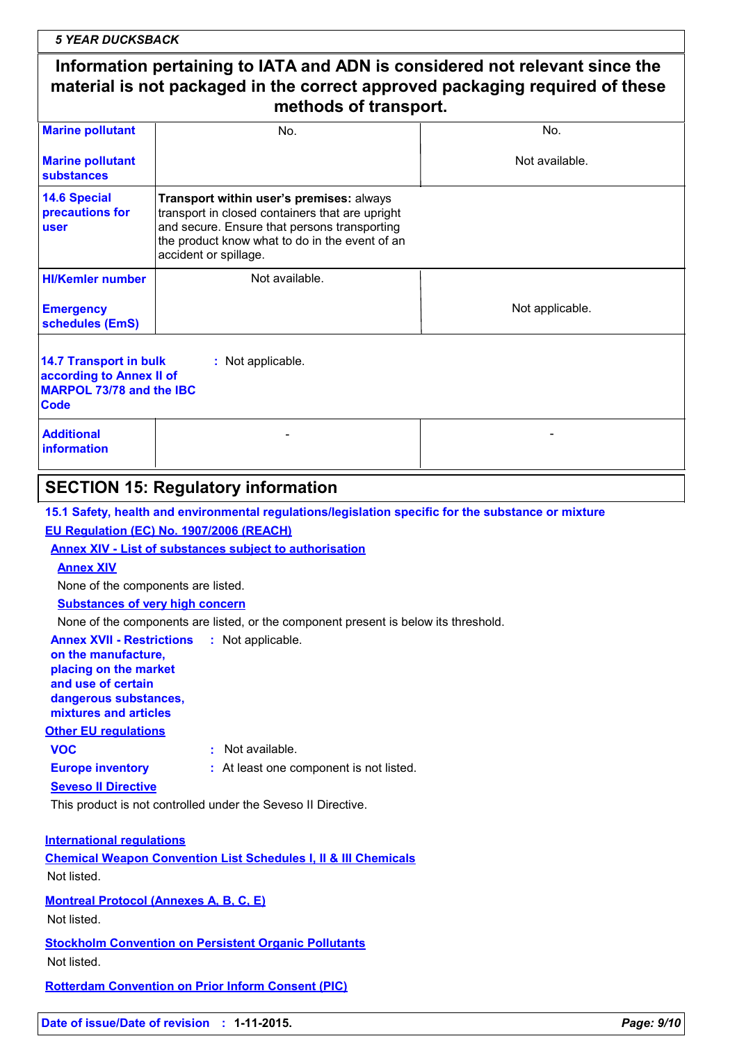Information pertaining to IATA and ADN is considered not relevant since the material is not packaged in the correct approved packaging required of these methods of transport.

| | | |
|---|---|---|
| **Marine pollutant** | No. | No. |
| **Marine pollutant substances** | | Not available. |
| **14.6 Special precautions for user** | **Transport within user's premises:** always transport in closed containers that are upright and secure. Ensure that persons transporting the product know what to do in the event of an accident or spillage. | |
| **HI/Kemler number** | Not available. | |
| **Emergency schedules (EmS)** | | Not applicable. |
| **14.7 Transport in bulk according to Annex II of MARPOL 73/78 and the IBC Code** | : Not applicable. | |
| **Additional information** | - | - |

## SECTION 15: Regulatory information

**15.1 Safety, health and environmental regulations/legislation specific for the substance or mixture**

**EU Regulation (EC) No. 1907/2006 (REACH)**

**Annex XIV - List of substances subject to authorisation**

**Annex XIV**

None of the components are listed.

**Substances of very high concern**

None of the components are listed, or the component present is below its threshold.

**Annex XVII - Restrictions on the manufacture, placing on the market and use of certain dangerous substances, mixtures and articles** : Not applicable.

**Other EU regulations**

**VOC** : Not available.

**Europe inventory** : At least one component is not listed.

**Seveso II Directive**

This product is not controlled under the Seveso II Directive.

**International regulations**

**Chemical Weapon Convention List Schedules I, II & III Chemicals**

Not listed.

**Montreal Protocol (Annexes A, B, C, E)**

Not listed.

**Stockholm Convention on Persistent Organic Pollutants**

Not listed.

**Rotterdam Convention on Prior Inform Consent (PIC)**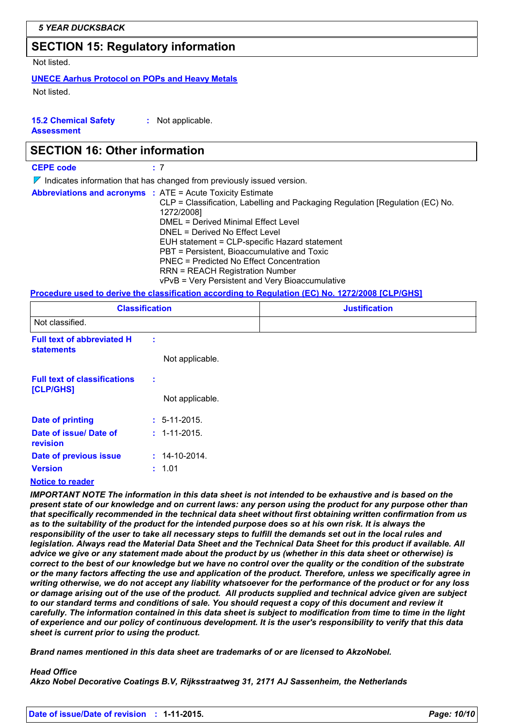## SECTION 15: Regulatory information

Not listed.

**UNECE Aarhus Protocol on POPs and Heavy Metals**

Not listed.

**15.2 Chemical Safety Assessment** : Not applicable.

## SECTION 16: Other information

**CEPE code** : 7

Indicates information that has changed from previously issued version.

**Abbreviations and acronyms** : ATE = Acute Toxicity Estimate
CLP = Classification, Labelling and Packaging Regulation [Regulation (EC) No. 1272/2008]
DMEL = Derived Minimal Effect Level
DNEL = Derived No Effect Level
EUH statement = CLP-specific Hazard statement
PBT = Persistent, Bioaccumulative and Toxic
PNEC = Predicted No Effect Concentration
RRN = REACH Registration Number
vPvB = Very Persistent and Very Bioaccumulative

**Procedure used to derive the classification according to Regulation (EC) No. 1272/2008 [CLP/GHS]**

| Classification | Justification |
|---|---|
| Not classified. | |

**Full text of abbreviated H statements** : Not applicable.

**Full text of classifications [CLP/GHS]** : Not applicable.

**Date of printing** : 5-11-2015.

**Date of issue/ Date of revision** : 1-11-2015.

**Date of previous issue** : 14-10-2014.

**Version** : 1.01

**Notice to reader**

***IMPORTANT NOTE The information in this data sheet is not intended to be exhaustive and is based on the present state of our knowledge and on current laws: any person using the product for any purpose other than that specifically recommended in the technical data sheet without first obtaining written confirmation from us as to the suitability of the product for the intended purpose does so at his own risk. It is always the responsibility of the user to take all necessary steps to fulfill the demands set out in the local rules and legislation. Always read the Material Data Sheet and the Technical Data Sheet for this product if available. All advice we give or any statement made about the product by us (whether in this data sheet or otherwise) is correct to the best of our knowledge but we have no control over the quality or the condition of the substrate or the many factors affecting the use and application of the product. Therefore, unless we specifically agree in writing otherwise, we do not accept any liability whatsoever for the performance of the product or for any loss or damage arising out of the use of the product. All products supplied and technical advice given are subject to our standard terms and conditions of sale. You should request a copy of this document and review it carefully. The information contained in this data sheet is subject to modification from time to time in the light of experience and our policy of continuous development. It is the user's responsibility to verify that this data sheet is current prior to using the product.***

***Brand names mentioned in this data sheet are trademarks of or are licensed to AkzoNobel.***

***Head Office***
***Akzo Nobel Decorative Coatings B.V, Rijksstraatweg 31, 2171 AJ Sassenheim, the Netherlands***